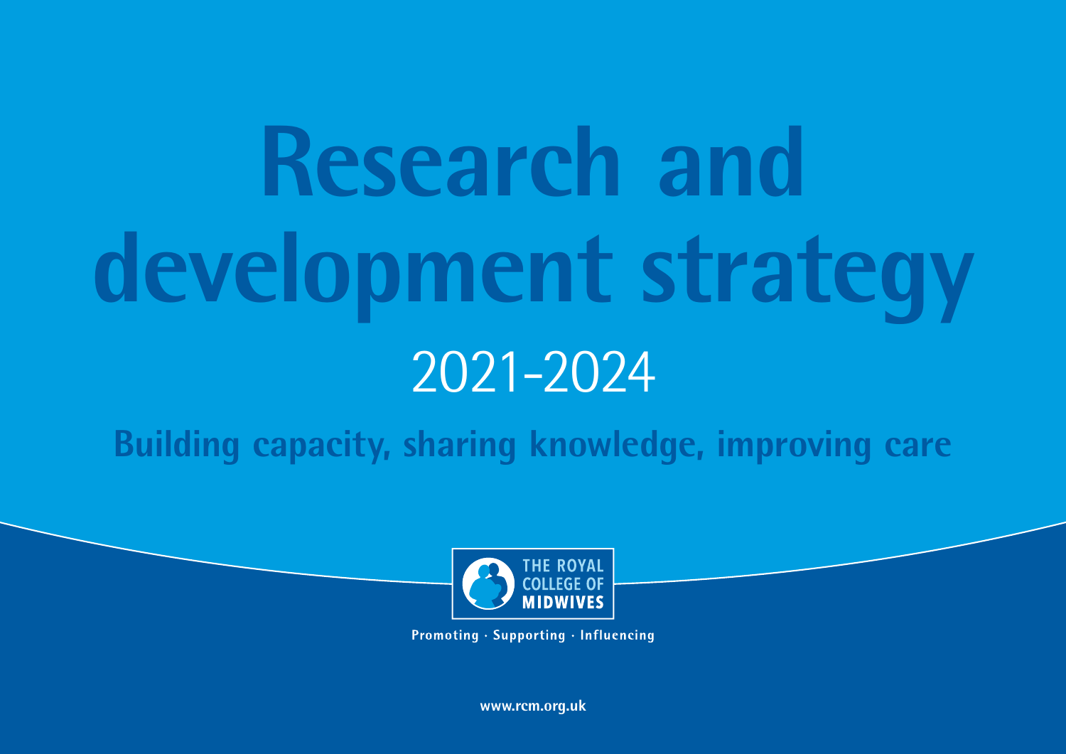# Research and development strategy

## 2021-2024

**Building capacity, sharing knowledge, improving care**

THE ROYAL COLLEGE OF MIDWIVES

Promoting · Supporting · Influencing

www.rcm.org.uk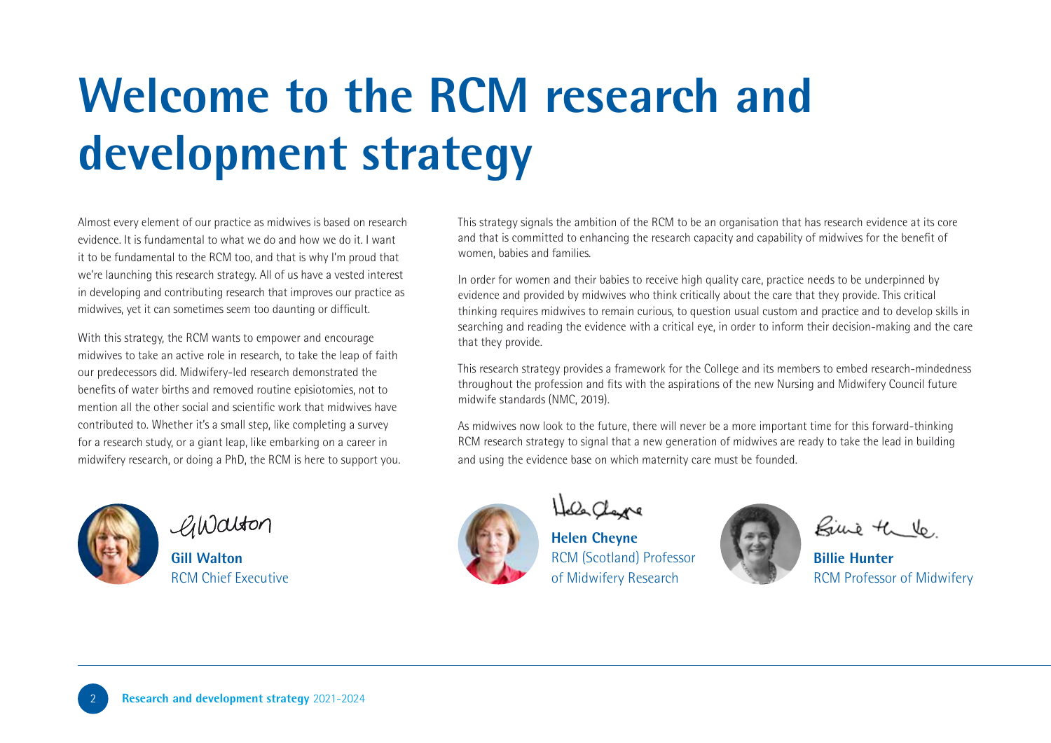# Welcome to the RCM research and development strategy

Almost every element of our practice as midwives is based on research evidence. It is fundamental to what we do and how we do it. I want it to be fundamental to the RCM too, and that is why I'm proud that we're launching this research strategy. All of us have a vested interest in developing and contributing research that improves our practice as midwives, yet it can sometimes seem too daunting or difficult.

With this strategy, the RCM wants to empower and encourage midwives to take an active role in research, to take the leap of faith our predecessors did. Midwifery-led research demonstrated the benefits of water births and removed routine episiotomies, not to mention all the other social and scientific work that midwives have contributed to. Whether it's a small step, like completing a survey for a research study, or a giant leap, like embarking on a career in midwifery research, or doing a PhD, the RCM is here to support you.

This strategy signals the ambition of the RCM to be an organisation that has research evidence at its core and that is committed to enhancing the research capacity and capability of midwives for the benefit of women, babies and families.

In order for women and their babies to receive high quality care, practice needs to be underpinned by evidence and provided by midwives who think critically about the care that they provide. This critical thinking requires midwives to remain curious, to question usual custom and practice and to develop skills in searching and reading the evidence with a critical eye, in order to inform their decision-making and the care that they provide.

This research strategy provides a framework for the College and its members to embed research-mindedness throughout the profession and fits with the aspirations of the new Nursing and Midwifery Council future midwife standards (NMC, 2019).

As midwives now look to the future, there will never be a more important time for this forward-thinking RCM research strategy to signal that a new generation of midwives are ready to take the lead in building and using the evidence base on which maternity care must be founded.

**Gill Walton**
RCM Chief Executive

**Helen Cheyne**
RCM (Scotland) Professor of Midwifery Research

**Billie Hunter**
RCM Professor of Midwifery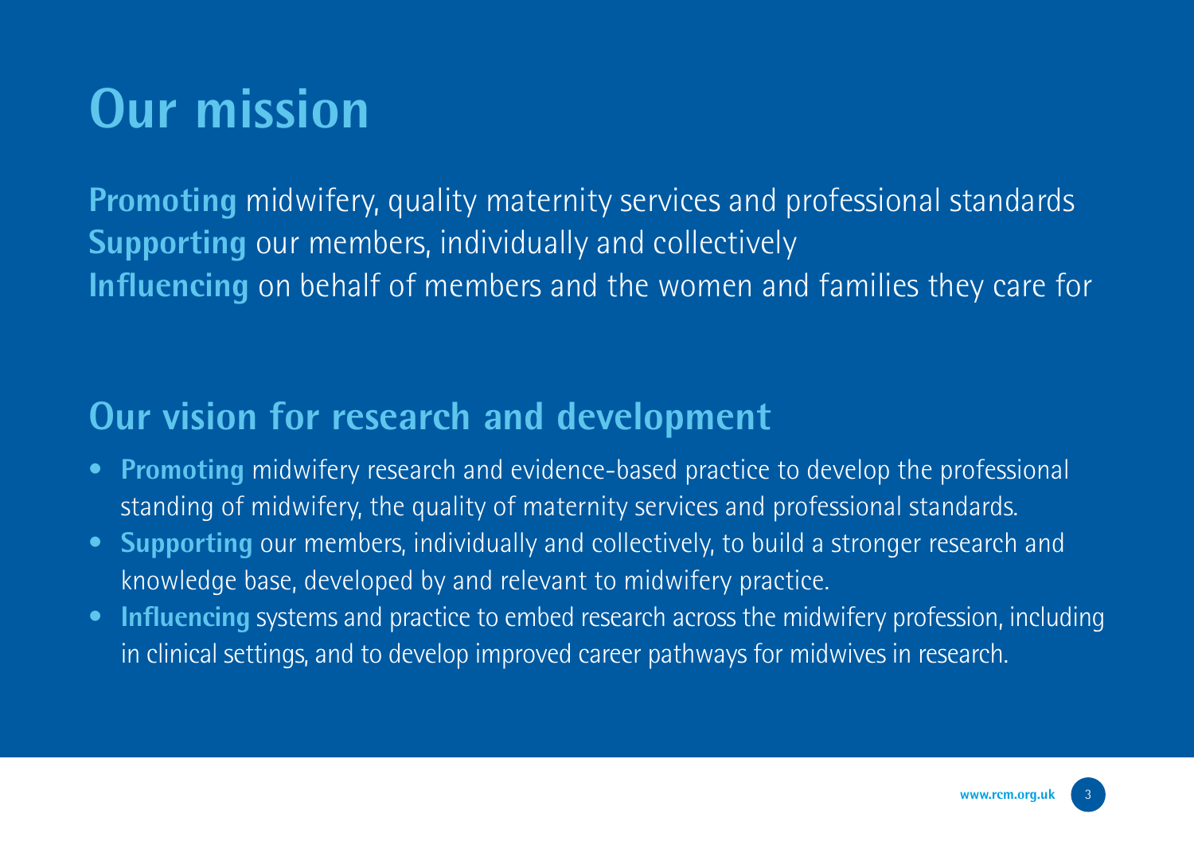# Our mission

**Promoting** midwifery, quality maternity services and professional standards
**Supporting** our members, individually and collectively
**Influencing** on behalf of members and the women and families they care for

## Our vision for research and development

- **Promoting** midwifery research and evidence-based practice to develop the professional standing of midwifery, the quality of maternity services and professional standards.
- **Supporting** our members, individually and collectively, to build a stronger research and knowledge base, developed by and relevant to midwifery practice.
- **Influencing** systems and practice to embed research across the midwifery profession, including in clinical settings, and to develop improved career pathways for midwives in research.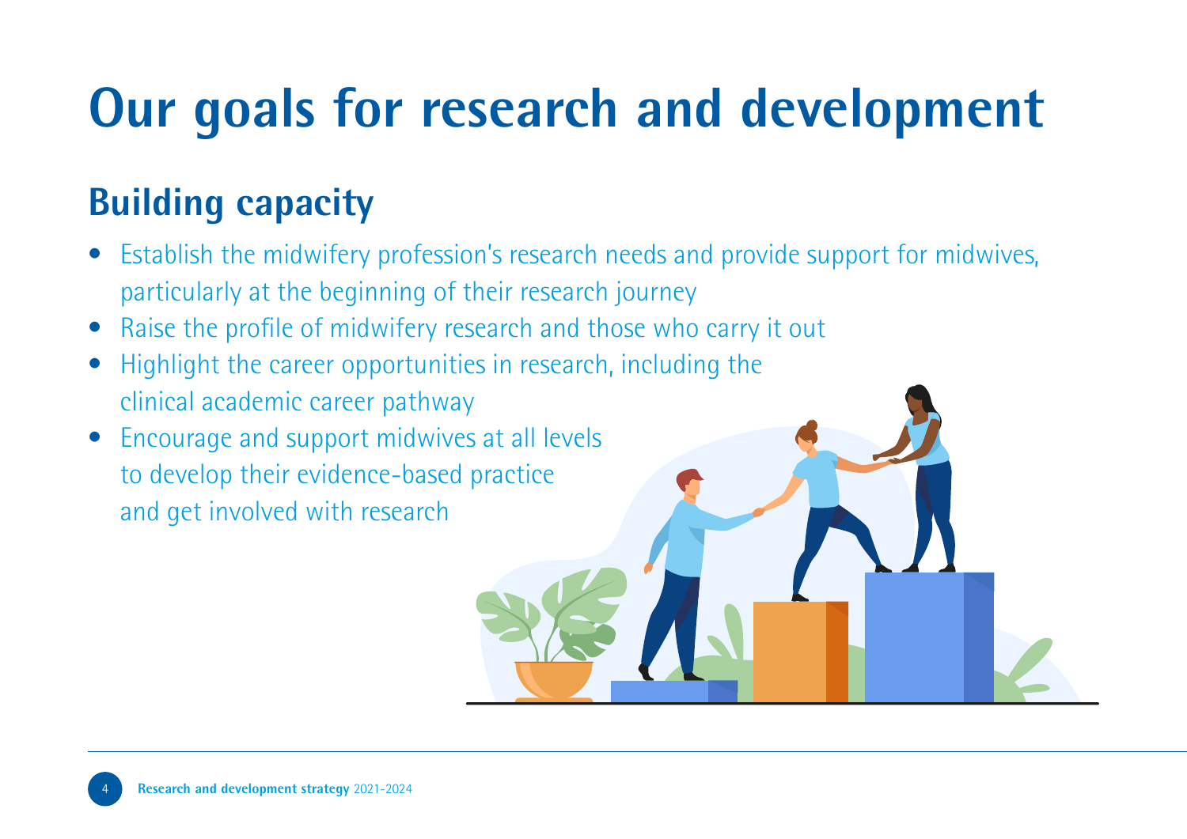# Our goals for research and development

## Building capacity

- Establish the midwifery profession's research needs and provide support for midwives, particularly at the beginning of their research journey
- Raise the profile of midwifery research and those who carry it out
- Highlight the career opportunities in research, including the clinical academic career pathway
- Encourage and support midwives at all levels to develop their evidence-based practice and get involved with research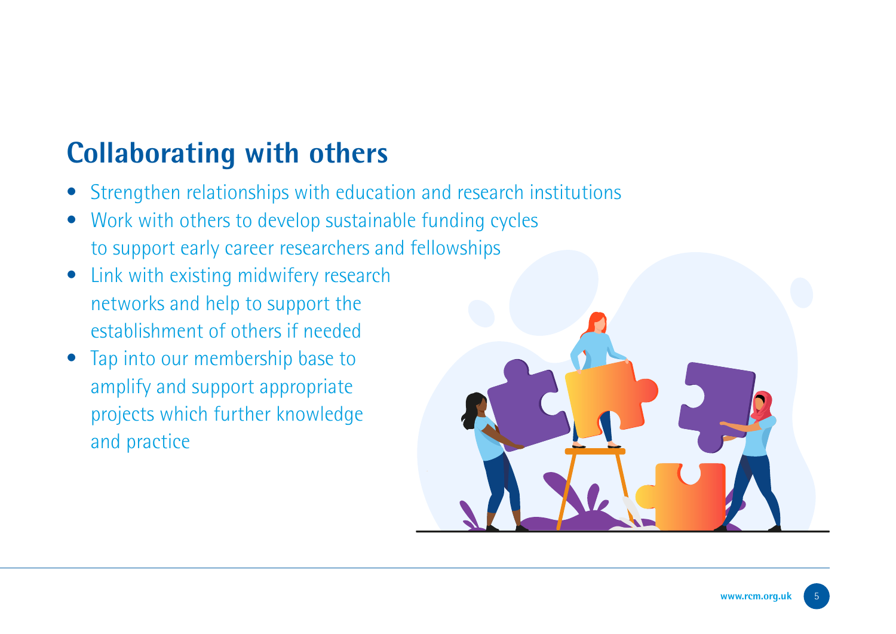## Collaborating with others

- Strengthen relationships with education and research institutions
- Work with others to develop sustainable funding cycles to support early career researchers and fellowships
- Link with existing midwifery research networks and help to support the establishment of others if needed
- Tap into our membership base to amplify and support appropriate projects which further knowledge and practice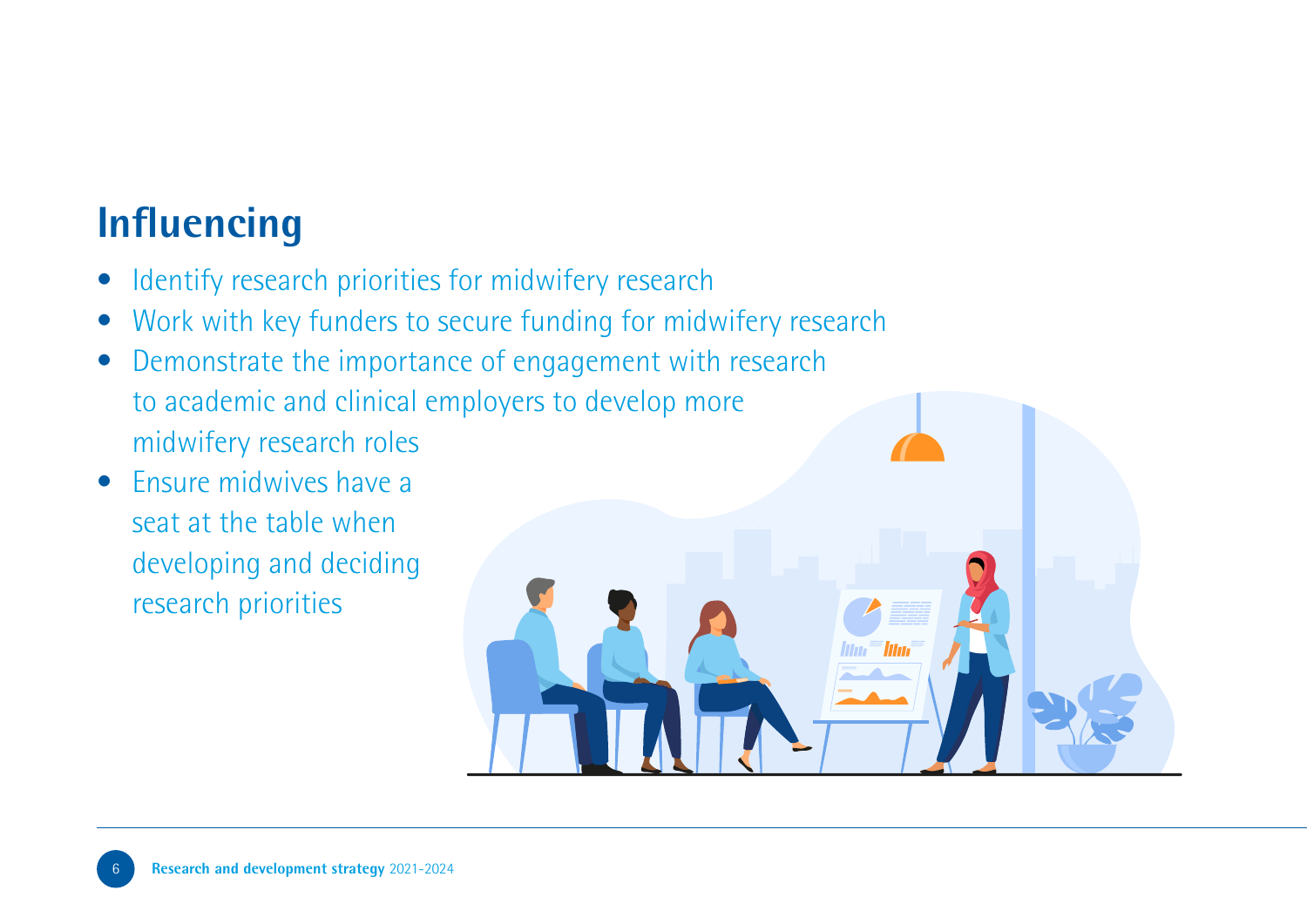## Influencing

- Identify research priorities for midwifery research
- Work with key funders to secure funding for midwifery research
- Demonstrate the importance of engagement with research to academic and clinical employers to develop more midwifery research roles
- Ensure midwives have a seat at the table when developing and deciding research priorities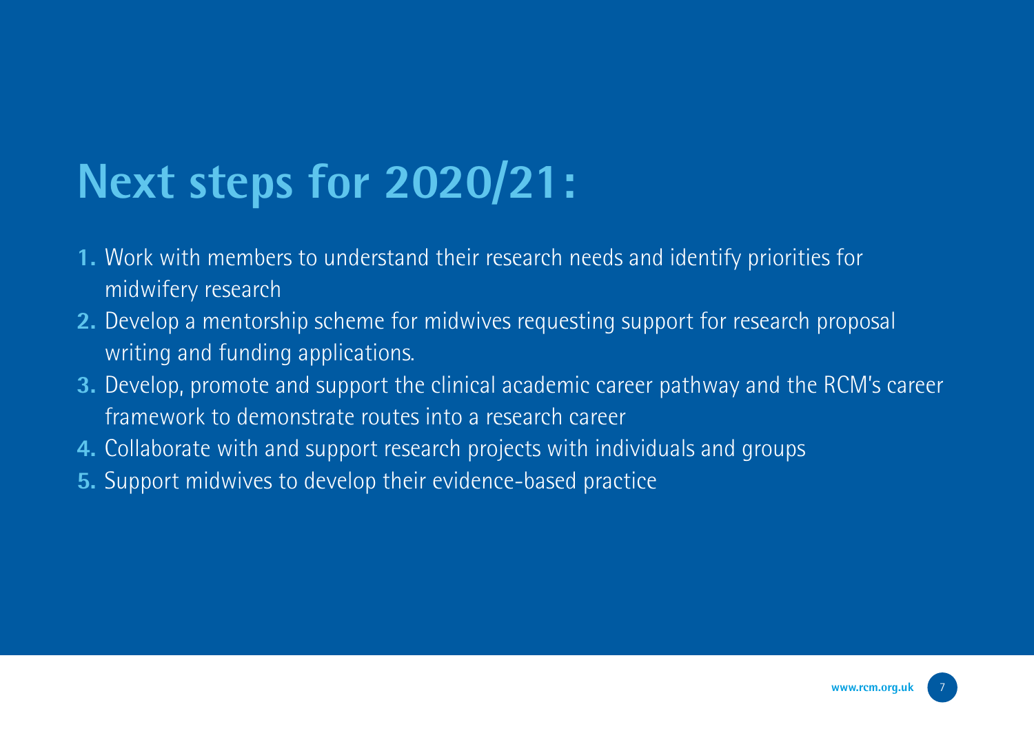# Next steps for 2020/21:

1. Work with members to understand their research needs and identify priorities for midwifery research
2. Develop a mentorship scheme for midwives requesting support for research proposal writing and funding applications.
3. Develop, promote and support the clinical academic career pathway and the RCM's career framework to demonstrate routes into a research career
4. Collaborate with and support research projects with individuals and groups
5. Support midwives to develop their evidence-based practice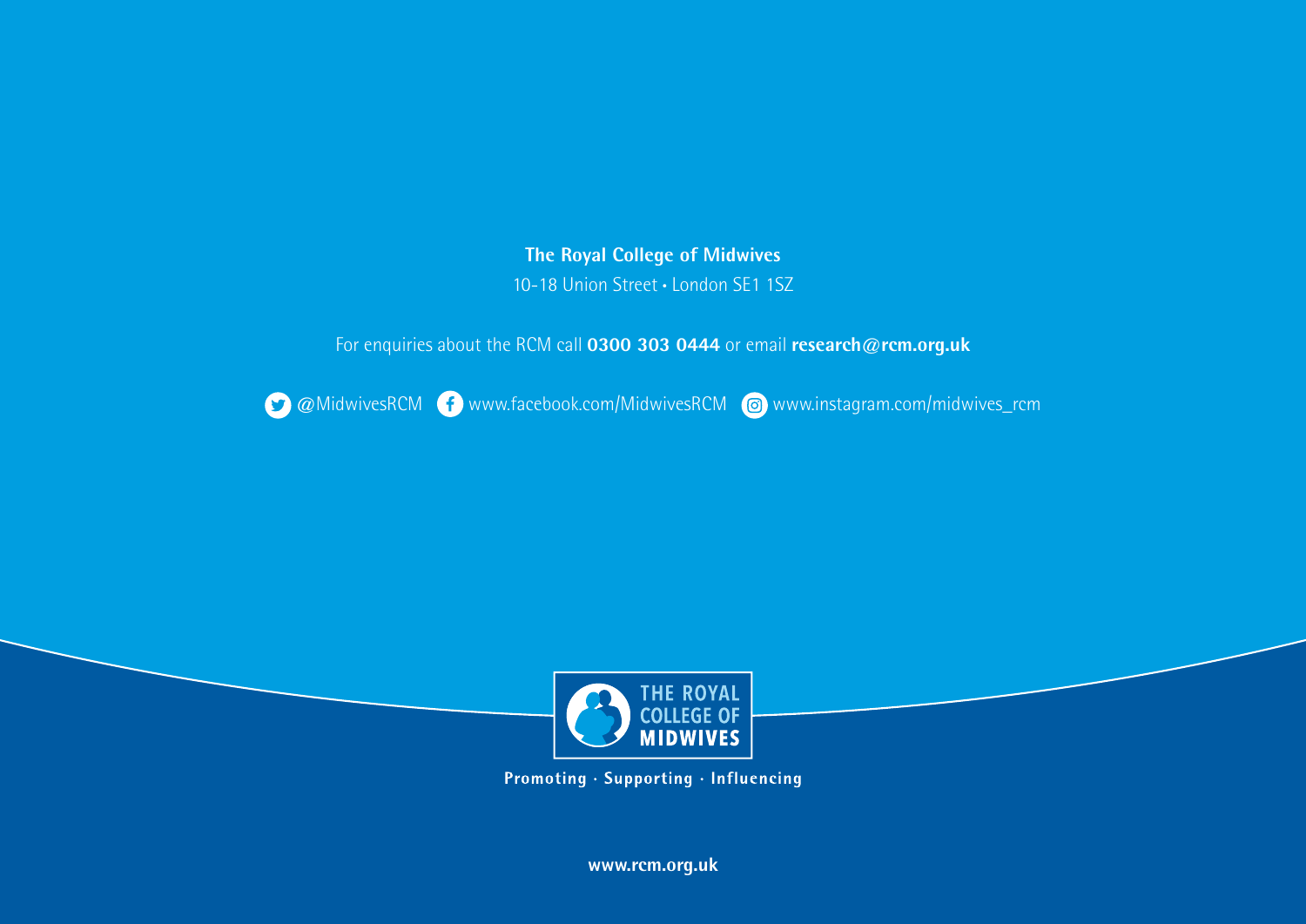**The Royal College of Midwives**

10-18 Union Street • London SE1 1SZ

For enquiries about the RCM call **0300 303 0444** or email **research@rcm.org.uk**

@MidwivesRCM www.facebook.com/MidwivesRCM www.instagram.com/midwives_rcm

THE ROYAL COLLEGE OF **MIDWIVES**

**Promoting · Supporting · Influencing**

**www.rcm.org.uk**